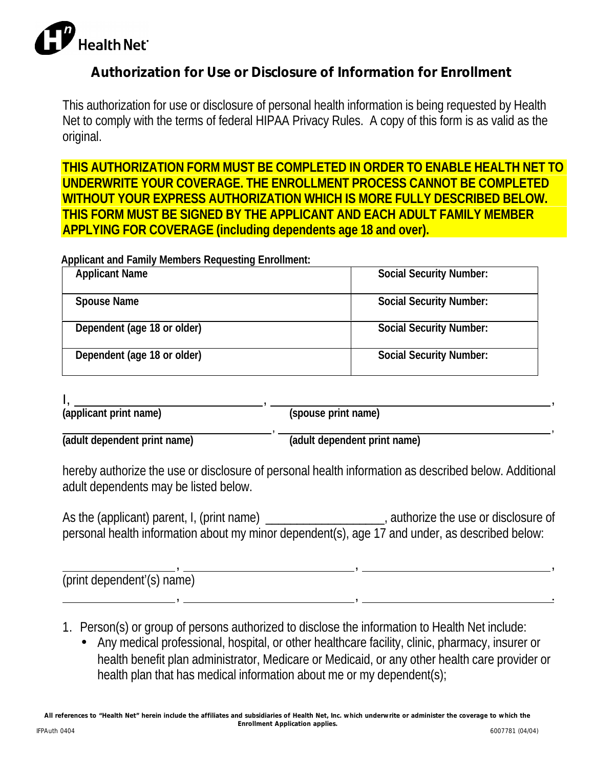Health Net

# Authorization for Use or Disclosure of Information for Enrollment

This authorization for use or disclosure of personal health information is being requested by Health Net to comply with the terms of federal HIPAA Privacy Rules. A copy of this form is as valid as the original.

**THIS AUTHORIZATION FORM MUST BE COMPLETED IN ORDER TO ENABLE HEALTH NET TO UNDERWRITE YOUR COVERAGE. THE ENROLLMENT PROCESS CANNOT BE COMPLETED WITHOUT YOUR EXPRESS AUTHORIZATION WHICH IS MORE FULLY DESCRIBED BELOW. THIS FORM MUST BE SIGNED BY THE APPLICANT AND EACH ADULT FAMILY MEMBER APPLYING FOR COVERAGE (including dependents age 18 and over).**

**Applicant and Family Members Requesting Enrollment:**

| | |
|---|---|
| **Applicant Name** | **Social Security Number:** |
| **Spouse Name** | **Social Security Number:** |
| **Dependent (age 18 or older)** | **Social Security Number:** |
| **Dependent (age 18 or older)** | **Social Security Number:** |

I, ______________________________, ________________________________________,
**(applicant print name)** **(spouse print name)**

______________________________, ________________________________________,
**(adult dependent print name)** **(adult dependent print name)**

hereby authorize the use or disclosure of personal health information as described below. Additional adult dependents may be listed below.

As the (applicant) parent, I, (print name) __________________, authorize the use or disclosure of personal health information about my minor dependent(s), age 17 and under, as described below:

__________________, ____________________________, ______________________________,
(print dependent'(s) name)
__________________, ____________________________, ______________________________.

1. Person(s) or group of persons authorized to disclose the information to Health Net include:
   - Any medical professional, hospital, or other healthcare facility, clinic, pharmacy, insurer or health benefit plan administrator, Medicare or Medicaid, or any other health care provider or health plan that has medical information about me or my dependent(s);

All references to "Health Net" herein include the affiliates and subsidiaries of Health Net, Inc. which underwrite or administer the coverage to which the Enrollment Application applies.

IFPAuth 0404 6007781 (04/04)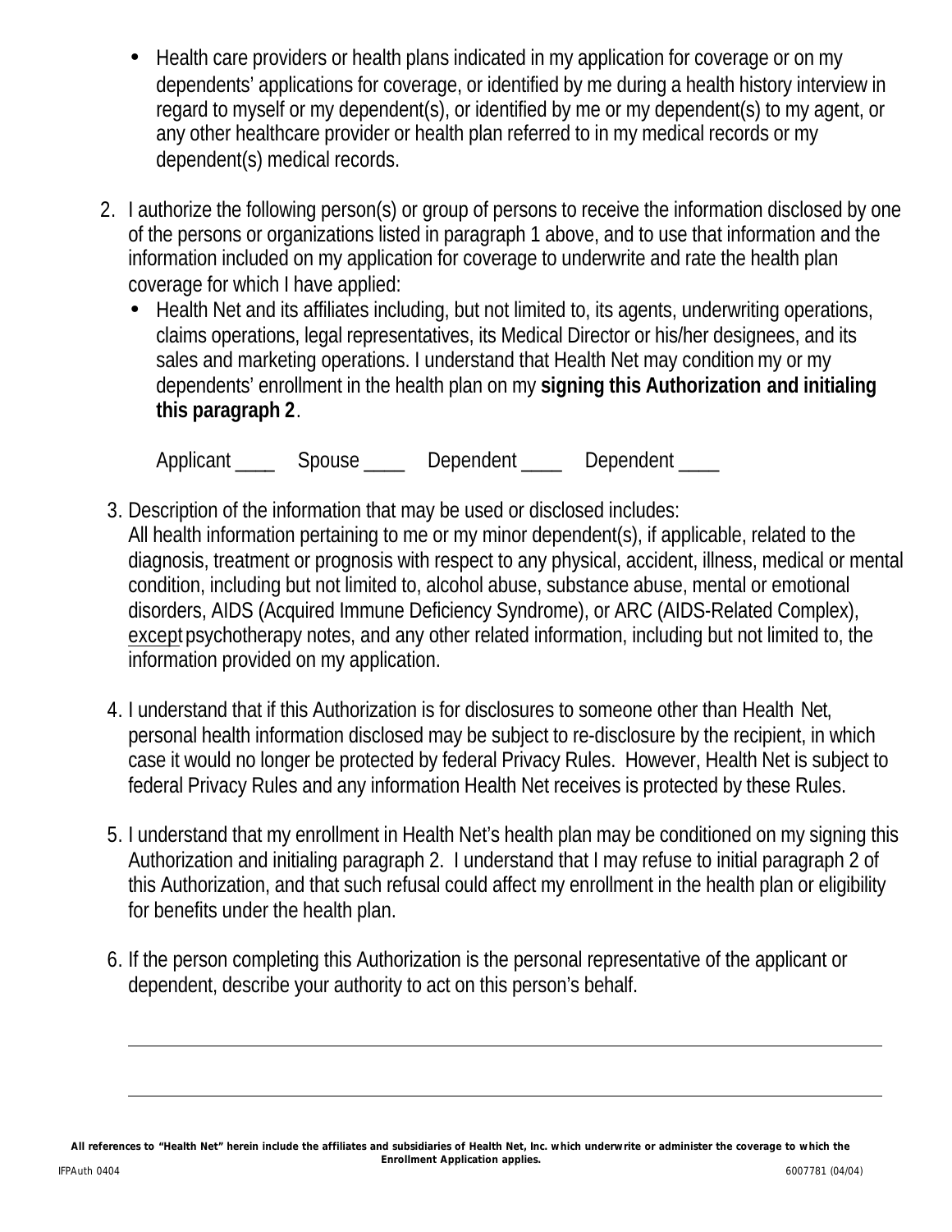- Health care providers or health plans indicated in my application for coverage or on my dependents' applications for coverage, or identified by me during a health history interview in regard to myself or my dependent(s), or identified by me or my dependent(s) to my agent, or any other healthcare provider or health plan referred to in my medical records or my dependent(s) medical records.

2. I authorize the following person(s) or group of persons to receive the information disclosed by one of the persons or organizations listed in paragraph 1 above, and to use that information and the information included on my application for coverage to underwrite and rate the health plan coverage for which I have applied:
   - Health Net and its affiliates including, but not limited to, its agents, underwriting operations, claims operations, legal representatives, its Medical Director or his/her designees, and its sales and marketing operations. I understand that Health Net may condition my or my dependents' enrollment in the health plan on my **signing this Authorization and initialing this paragraph 2**.

   Applicant ____ Spouse ____ Dependent ____ Dependent ____

3. Description of the information that may be used or disclosed includes:
   All health information pertaining to me or my minor dependent(s), if applicable, related to the diagnosis, treatment or prognosis with respect to any physical, accident, illness, medical or mental condition, including but not limited to, alcohol abuse, substance abuse, mental or emotional disorders, AIDS (Acquired Immune Deficiency Syndrome), or ARC (AIDS-Related Complex), <u>except</u> psychotherapy notes, and any other related information, including but not limited to, the information provided on my application.

4. I understand that if this Authorization is for disclosures to someone other than Health Net, personal health information disclosed may be subject to re-disclosure by the recipient, in which case it would no longer be protected by federal Privacy Rules. However, Health Net is subject to federal Privacy Rules and any information Health Net receives is protected by these Rules.

5. I understand that my enrollment in Health Net's health plan may be conditioned on my signing this Authorization and initialing paragraph 2. I understand that I may refuse to initial paragraph 2 of this Authorization, and that such refusal could affect my enrollment in the health plan or eligibility for benefits under the health plan.

6. If the person completing this Authorization is the personal representative of the applicant or dependent, describe your authority to act on this person's behalf.

______________________________________________________________________

______________________________________________________________________

***All references to "Health Net" herein include the affiliates and subsidiaries of Health Net, Inc. which underwrite or administer the coverage to which the Enrollment Application applies.***

IFPAuth 0404 6007781 (04/04)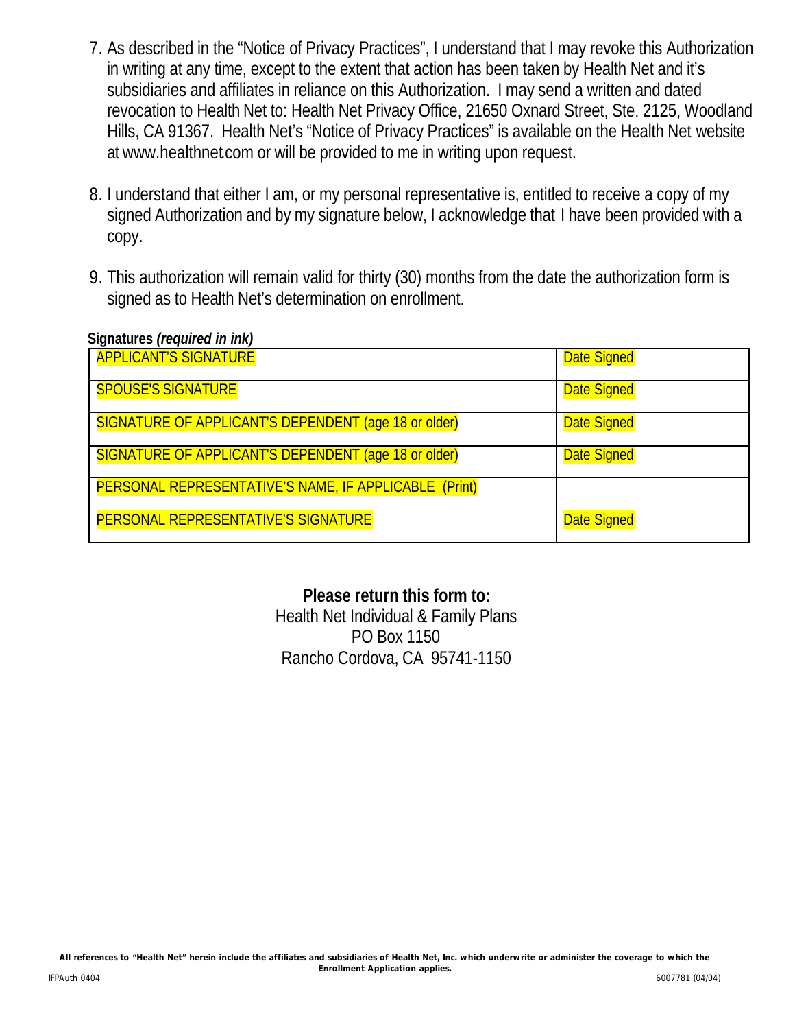7. As described in the "Notice of Privacy Practices", I understand that I may revoke this Authorization in writing at any time, except to the extent that action has been taken by Health Net and it's subsidiaries and affiliates in reliance on this Authorization. I may send a written and dated revocation to Health Net to: Health Net Privacy Office, 21650 Oxnard Street, Ste. 2125, Woodland Hills, CA 91367. Health Net's "Notice of Privacy Practices" is available on the Health Net website at www.healthnet.com or will be provided to me in writing upon request.

8. I understand that either I am, or my personal representative is, entitled to receive a copy of my signed Authorization and by my signature below, I acknowledge that I have been provided with a copy.

9. This authorization will remain valid for thirty (30) months from the date the authorization form is signed as to Health Net's determination on enrollment.

**Signatures *(required in ink)***

| | |
|---|---|
| APPLICANT'S SIGNATURE | Date Signed |
| SPOUSE'S SIGNATURE | Date Signed |
| SIGNATURE OF APPLICANT'S DEPENDENT (age 18 or older) | Date Signed |
| SIGNATURE OF APPLICANT'S DEPENDENT (age 18 or older) | Date Signed |
| PERSONAL REPRESENTATIVE'S NAME, IF APPLICABLE (Print) | |
| PERSONAL REPRESENTATIVE'S SIGNATURE | Date Signed |

**Please return this form to:**
Health Net Individual & Family Plans
PO Box 1150
Rancho Cordova, CA 95741-1150

**All references to "Health Net" herein include the affiliates and subsidiaries of Health Net, Inc. which underwrite or administer the coverage to which the Enrollment Application applies.**

IFPAuth 0404 6007781 (04/04)